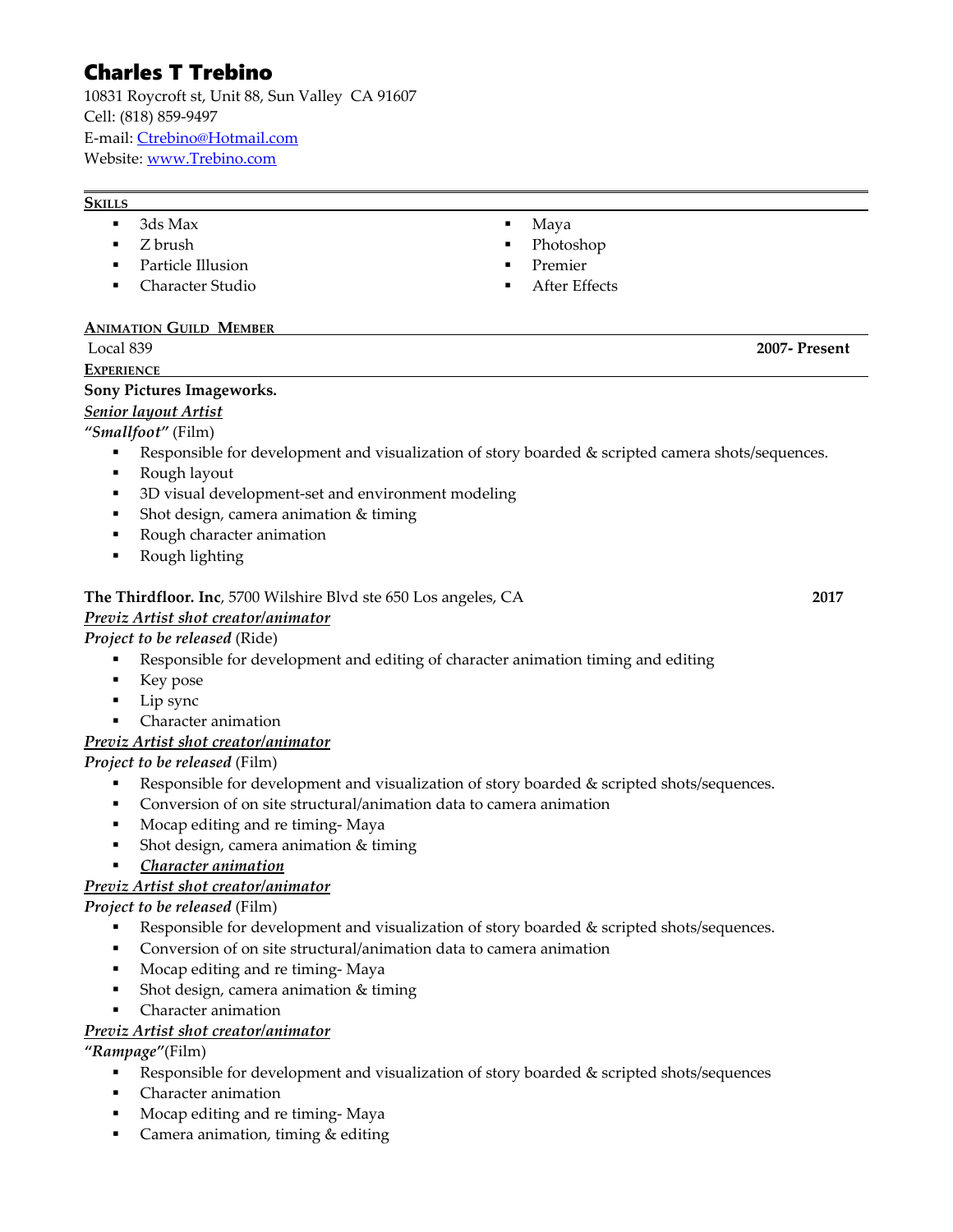# Charles T Trebino

10831 Roycroft st, Unit 88, Sun Valley CA 91607
Cell: (818) 859-9497
E-mail: [Ctrebino@Hotmail.com](mailto:Ctrebino@Hotmail.com)
Website: [www.Trebino.com](http://www.Trebino.com)

## SKILLS

- 3ds Max
- Z brush
- Particle Illusion
- Character Studio
- Maya
- Photoshop
- Premier
- After Effects

## ANIMATION GUILD MEMBER

Local 839 **2007- Present**

## EXPERIENCE

**Sony Pictures Imageworks.**

***Senior layout Artist***

***"Smallfoot"*** (Film)

- Responsible for development and visualization of story boarded & scripted camera shots/sequences.
- Rough layout
- 3D visual development-set and environment modeling
- Shot design, camera animation & timing
- Rough character animation
- Rough lighting

**The Thirdfloor. Inc**, 5700 Wilshire Blvd ste 650 Los angeles, CA **2017**

***Previz Artist shot creator/animator***

***Project to be released*** (Ride)

- Responsible for development and editing of character animation timing and editing
- Key pose
- Lip sync
- Character animation

***Previz Artist shot creator/animator***

***Project to be released*** (Film)

- Responsible for development and visualization of story boarded & scripted shots/sequences.
- Conversion of on site structural/animation data to camera animation
- Mocap editing and re timing- Maya
- Shot design, camera animation & timing
- ***Character animation***

***Previz Artist shot creator/animator***

***Project to be released*** (Film)

- Responsible for development and visualization of story boarded & scripted shots/sequences.
- Conversion of on site structural/animation data to camera animation
- Mocap editing and re timing- Maya
- Shot design, camera animation & timing
- Character animation

***Previz Artist shot creator/animator***

***"Rampage"***(Film)

- Responsible for development and visualization of story boarded & scripted shots/sequences
- Character animation
- Mocap editing and re timing- Maya
- Camera animation, timing & editing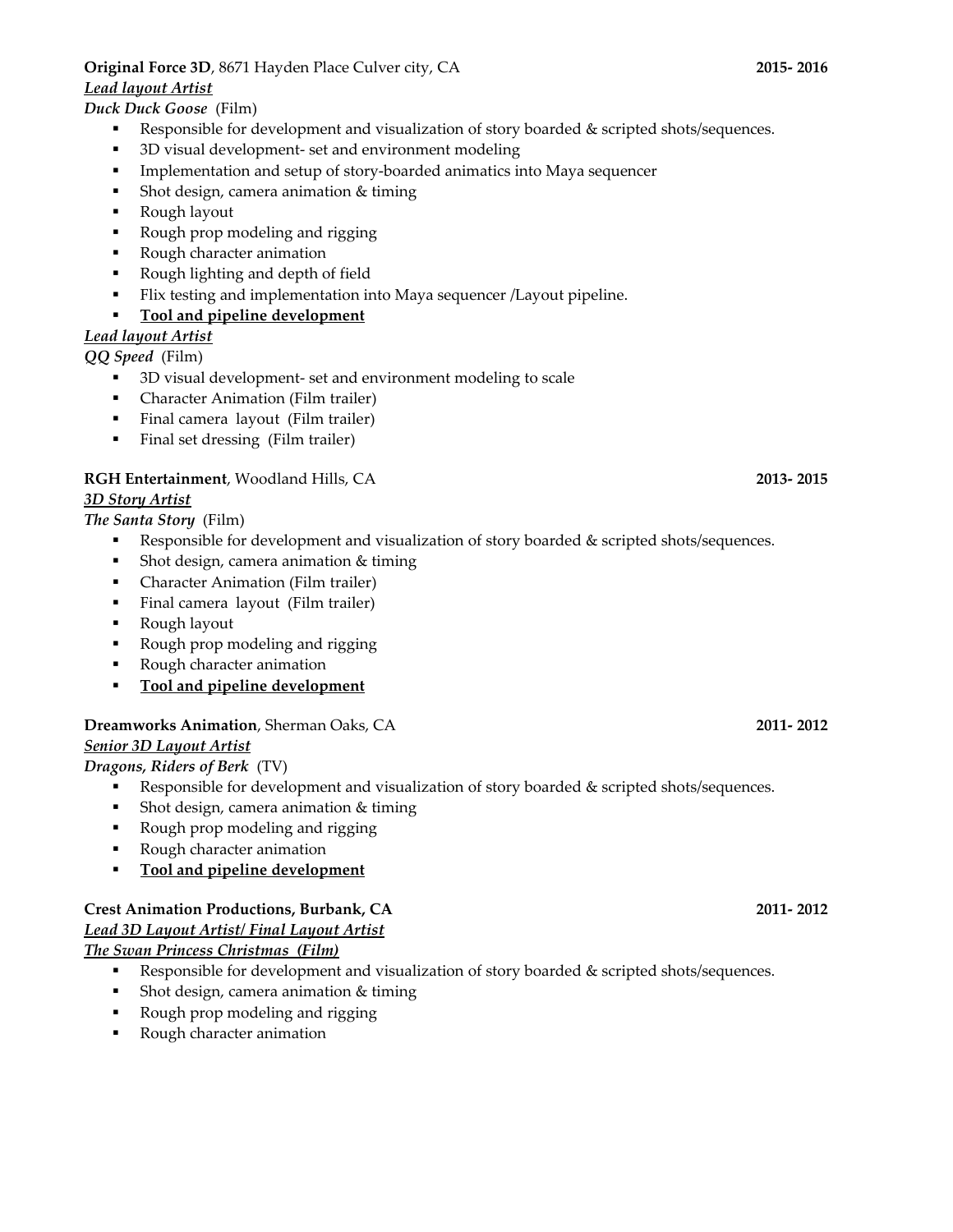**Original Force 3D**, 8671 Hayden Place Culver city, CA **2015- 2016**

***Lead layout Artist***

***Duck Duck Goose*** (Film)

- Responsible for development and visualization of story boarded & scripted shots/sequences.
- 3D visual development- set and environment modeling
- Implementation and setup of story-boarded animatics into Maya sequencer
- Shot design, camera animation & timing
- Rough layout
- Rough prop modeling and rigging
- Rough character animation
- Rough lighting and depth of field
- Flix testing and implementation into Maya sequencer /Layout pipeline.
- **Tool and pipeline development**

***Lead layout Artist***

***QQ Speed*** (Film)

- 3D visual development- set and environment modeling to scale
- Character Animation (Film trailer)
- Final camera layout (Film trailer)
- Final set dressing (Film trailer)

**RGH Entertainment**, Woodland Hills, CA **2013- 2015**

***3D Story Artist***

***The Santa Story*** (Film)

- Responsible for development and visualization of story boarded & scripted shots/sequences.
- Shot design, camera animation & timing
- Character Animation (Film trailer)
- Final camera layout (Film trailer)
- Rough layout
- Rough prop modeling and rigging
- Rough character animation
- **Tool and pipeline development**

**Dreamworks Animation**, Sherman Oaks, CA **2011- 2012**

***Senior 3D Layout Artist***

***Dragons, Riders of Berk*** (TV)

- Responsible for development and visualization of story boarded & scripted shots/sequences.
- Shot design, camera animation & timing
- Rough prop modeling and rigging
- Rough character animation
- **Tool and pipeline development**

**Crest Animation Productions, Burbank, CA** **2011- 2012**

***Lead 3D Layout Artist/ Final Layout Artist***

***The Swan Princess Christmas (Film)***

- Responsible for development and visualization of story boarded & scripted shots/sequences.
- Shot design, camera animation & timing
- Rough prop modeling and rigging
- Rough character animation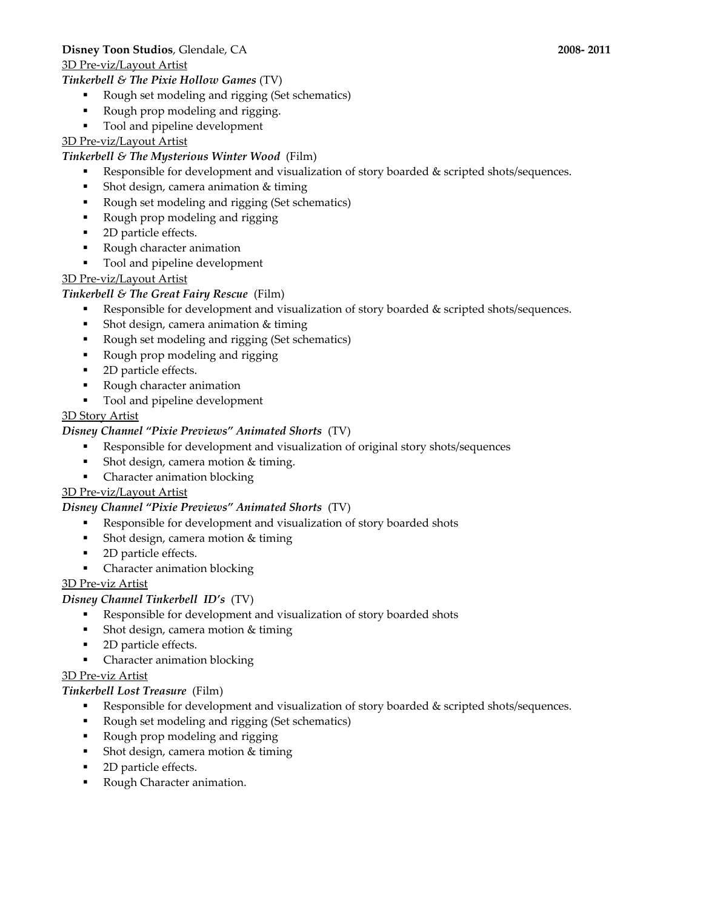**Disney Toon Studios**, Glendale, CA **2008- 2011**

<u>3D Pre-viz/Layout Artist</u>

***Tinkerbell & The Pixie Hollow Games*** (TV)

- Rough set modeling and rigging (Set schematics)
- Rough prop modeling and rigging.
- Tool and pipeline development

<u>3D Pre-viz/Layout Artist</u>

***Tinkerbell & The Mysterious Winter Wood*** (Film)

- Responsible for development and visualization of story boarded & scripted shots/sequences.
- Shot design, camera animation & timing
- Rough set modeling and rigging (Set schematics)
- Rough prop modeling and rigging
- 2D particle effects.
- Rough character animation
- Tool and pipeline development

<u>3D Pre-viz/Layout Artist</u>

***Tinkerbell & The Great Fairy Rescue*** (Film)

- Responsible for development and visualization of story boarded & scripted shots/sequences.
- Shot design, camera animation & timing
- Rough set modeling and rigging (Set schematics)
- Rough prop modeling and rigging
- 2D particle effects.
- Rough character animation
- Tool and pipeline development

<u>3D Story Artist</u>

***Disney Channel "Pixie Previews" Animated Shorts*** (TV)

- Responsible for development and visualization of original story shots/sequences
- Shot design, camera motion & timing.
- Character animation blocking

<u>3D Pre-viz/Layout Artist</u>

***Disney Channel "Pixie Previews" Animated Shorts*** (TV)

- Responsible for development and visualization of story boarded shots
- Shot design, camera motion & timing
- 2D particle effects.
- Character animation blocking

<u>3D Pre-viz Artist</u>

***Disney Channel Tinkerbell ID's*** (TV)

- Responsible for development and visualization of story boarded shots
- Shot design, camera motion & timing
- 2D particle effects.
- Character animation blocking

<u>3D Pre-viz Artist</u>

***Tinkerbell Lost Treasure*** (Film)

- Responsible for development and visualization of story boarded & scripted shots/sequences.
- Rough set modeling and rigging (Set schematics)
- Rough prop modeling and rigging
- Shot design, camera motion & timing
- 2D particle effects.
- Rough Character animation.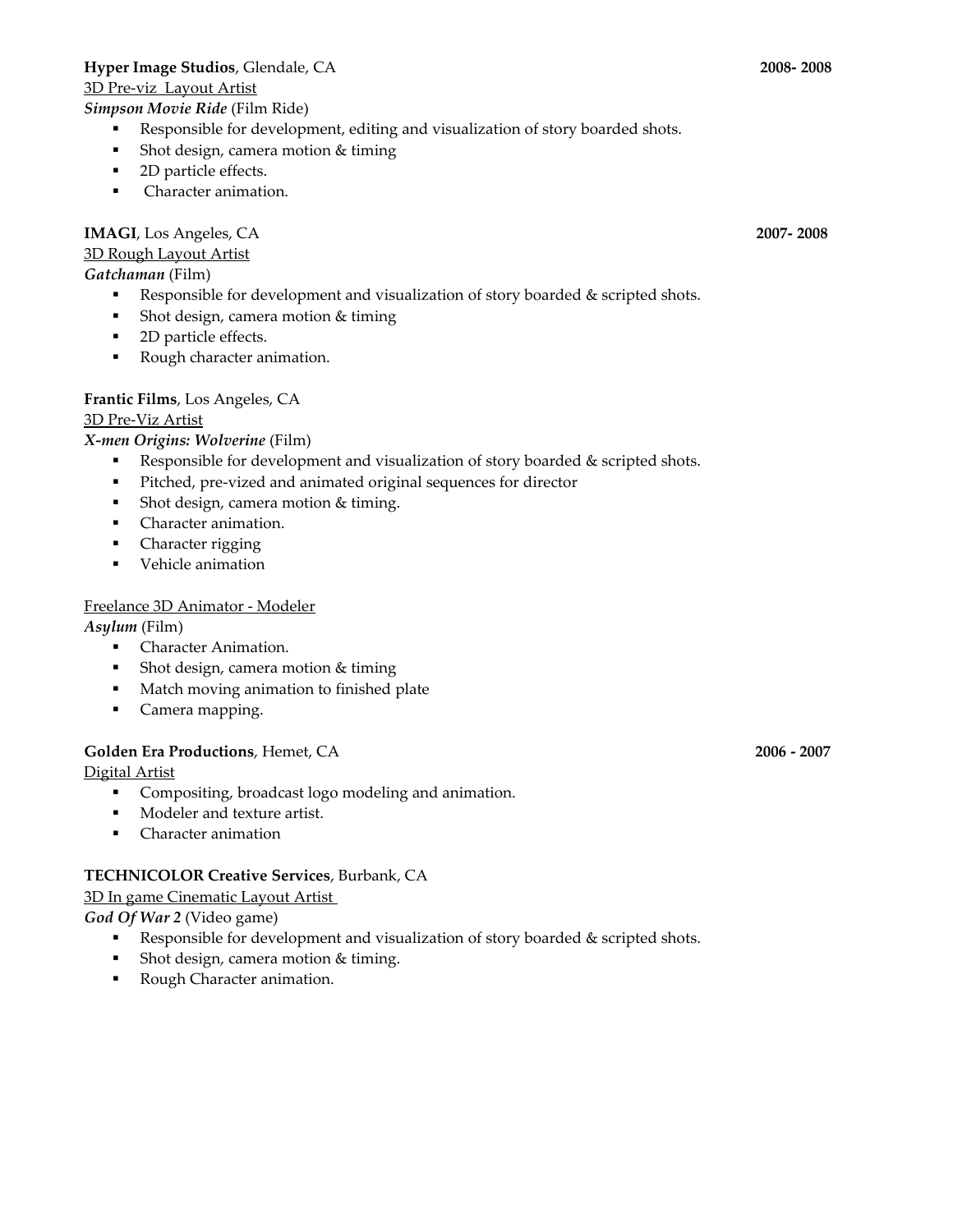**Hyper Image Studios**, Glendale, CA **2008- 2008**

<u>3D Pre-viz Layout Artist</u>

***Simpson Movie Ride*** (Film Ride)

- Responsible for development, editing and visualization of story boarded shots.
- Shot design, camera motion & timing
- 2D particle effects.
- Character animation.

**IMAGI**, Los Angeles, CA **2007- 2008**

<u>3D Rough Layout Artist</u>

***Gatchaman*** (Film)

- Responsible for development and visualization of story boarded & scripted shots.
- Shot design, camera motion & timing
- 2D particle effects.
- Rough character animation.

**Frantic Films**, Los Angeles, CA

<u>3D Pre-Viz Artist</u>

***X-men Origins: Wolverine*** (Film)

- Responsible for development and visualization of story boarded & scripted shots.
- Pitched, pre-vized and animated original sequences for director
- Shot design, camera motion & timing.
- Character animation.
- Character rigging
- Vehicle animation

<u>Freelance 3D Animator - Modeler</u>

***Asylum*** (Film)

- Character Animation.
- Shot design, camera motion & timing
- Match moving animation to finished plate
- Camera mapping.

**Golden Era Productions**, Hemet, CA **2006 - 2007**

<u>Digital Artist</u>

- Compositing, broadcast logo modeling and animation.
- Modeler and texture artist.
- Character animation

**TECHNICOLOR Creative Services**, Burbank, CA

<u>3D In game Cinematic Layout Artist</u>

***God Of War 2*** (Video game)

- Responsible for development and visualization of story boarded & scripted shots.
- Shot design, camera motion & timing.
- Rough Character animation.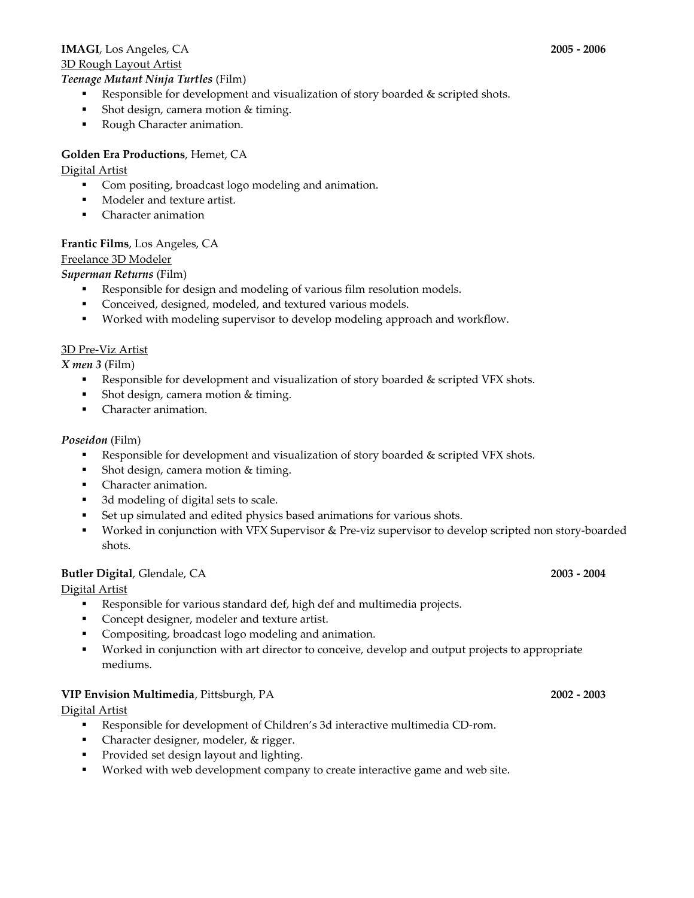**IMAGI**, Los Angeles, CA **2005 - 2006**

<u>3D Rough Layout Artist</u>

***Teenage Mutant Ninja Turtles*** (Film)

- Responsible for development and visualization of story boarded & scripted shots.
- Shot design, camera motion & timing.
- Rough Character animation.

**Golden Era Productions**, Hemet, CA

<u>Digital Artist</u>

- Com positing, broadcast logo modeling and animation.
- Modeler and texture artist.
- Character animation

**Frantic Films**, Los Angeles, CA

<u>Freelance 3D Modeler</u>

***Superman Returns*** (Film)

- Responsible for design and modeling of various film resolution models.
- Conceived, designed, modeled, and textured various models.
- Worked with modeling supervisor to develop modeling approach and workflow.

<u>3D Pre-Viz Artist</u>

***X men 3*** (Film)

- Responsible for development and visualization of story boarded & scripted VFX shots.
- Shot design, camera motion & timing.
- Character animation.

***Poseidon*** (Film)

- Responsible for development and visualization of story boarded & scripted VFX shots.
- Shot design, camera motion & timing.
- Character animation.
- 3d modeling of digital sets to scale.
- Set up simulated and edited physics based animations for various shots.
- Worked in conjunction with VFX Supervisor & Pre-viz supervisor to develop scripted non story-boarded shots.

**Butler Digital**, Glendale, CA **2003 - 2004**

<u>Digital Artist</u>

- Responsible for various standard def, high def and multimedia projects.
- Concept designer, modeler and texture artist.
- Compositing, broadcast logo modeling and animation.
- Worked in conjunction with art director to conceive, develop and output projects to appropriate mediums.

**VIP Envision Multimedia**, Pittsburgh, PA **2002 - 2003**

<u>Digital Artist</u>

- Responsible for development of Children's 3d interactive multimedia CD-rom.
- Character designer, modeler, & rigger.
- Provided set design layout and lighting.
- Worked with web development company to create interactive game and web site.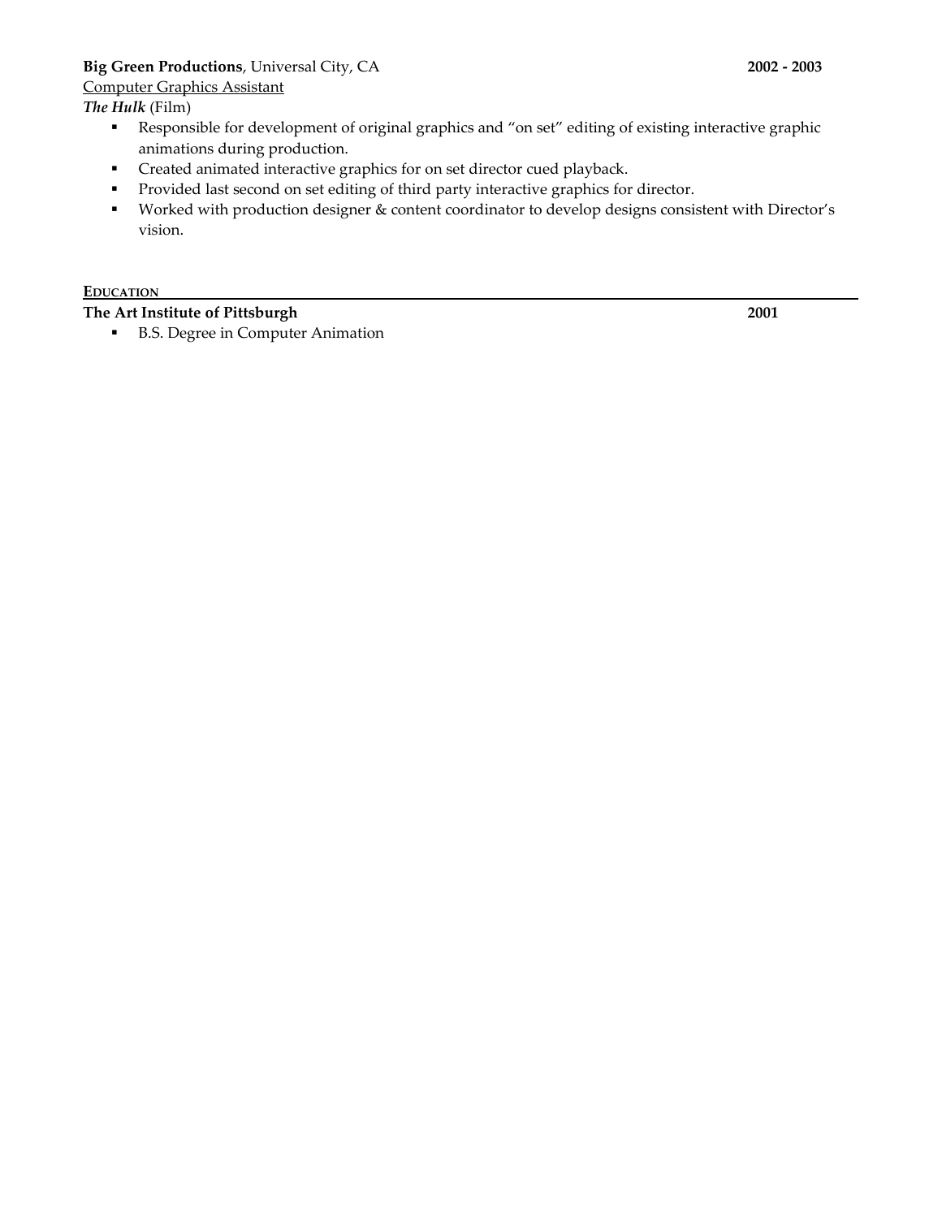**Big Green Productions**, Universal City, CA **2002 - 2003**

Computer Graphics Assistant

***The Hulk*** (Film)

- Responsible for development of original graphics and "on set" editing of existing interactive graphic animations during production.
- Created animated interactive graphics for on set director cued playback.
- Provided last second on set editing of third party interactive graphics for director.
- Worked with production designer & content coordinator to develop designs consistent with Director's vision.

## EDUCATION

**The Art Institute of Pittsburgh** **2001**

- B.S. Degree in Computer Animation